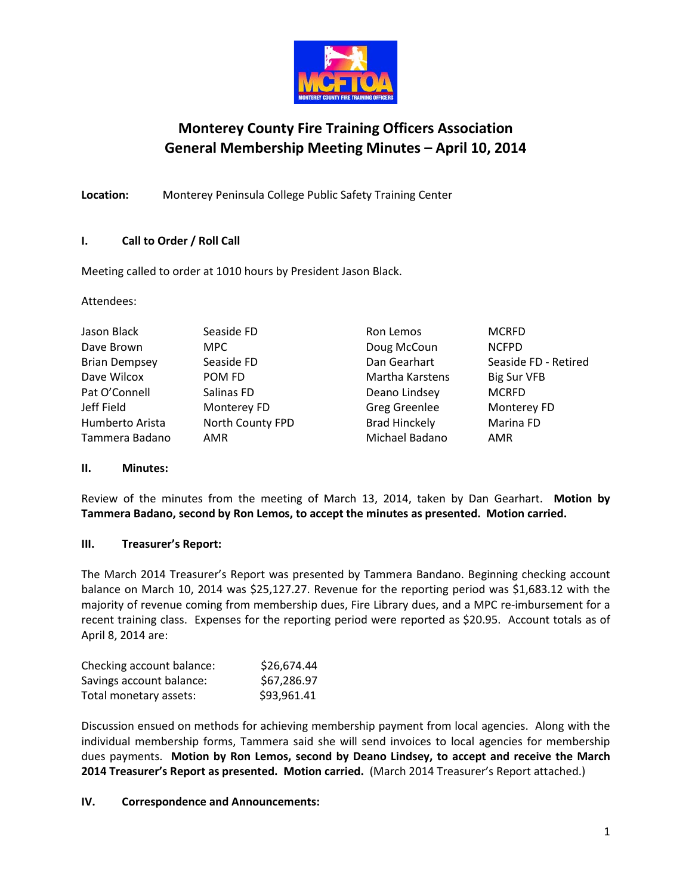# Monterey County Fire Training Officers Association
## General Membership Meeting Minutes – April 10, 2014

**Location:** Monterey Peninsula College Public Safety Training Center

### I. Call to Order / Roll Call

Meeting called to order at 1010 hours by President Jason Black.

Attendees:

| | | | |
|---|---|---|---|
| Jason Black | Seaside FD | Ron Lemos | MCRFD |
| Dave Brown | MPC | Doug McCoun | NCFPD |
| Brian Dempsey | Seaside FD | Dan Gearhart | Seaside FD - Retired |
| Dave Wilcox | POM FD | Martha Karstens | Big Sur VFB |
| Pat O'Connell | Salinas FD | Deano Lindsey | MCRFD |
| Jeff Field | Monterey FD | Greg Greenlee | Monterey FD |
| Humberto Arista | North County FPD | Brad Hinckely | Marina FD |
| Tammera Badano | AMR | Michael Badano | AMR |

### II. Minutes:

Review of the minutes from the meeting of March 13, 2014, taken by Dan Gearhart. **Motion by Tammera Badano, second by Ron Lemos, to accept the minutes as presented. Motion carried.**

### III. Treasurer's Report:

The March 2014 Treasurer's Report was presented by Tammera Bandano. Beginning checking account balance on March 10, 2014 was $25,127.27. Revenue for the reporting period was $1,683.12 with the majority of revenue coming from membership dues, Fire Library dues, and a MPC re-imbursement for a recent training class. Expenses for the reporting period were reported as $20.95. Account totals as of April 8, 2014 are:

| | |
|---|---|
| Checking account balance: | $26,674.44 |
| Savings account balance: | $67,286.97 |
| Total monetary assets: | $93,961.41 |

Discussion ensued on methods for achieving membership payment from local agencies. Along with the individual membership forms, Tammera said she will send invoices to local agencies for membership dues payments. **Motion by Ron Lemos, second by Deano Lindsey, to accept and receive the March 2014 Treasurer's Report as presented. Motion carried.** (March 2014 Treasurer's Report attached.)

### IV. Correspondence and Announcements: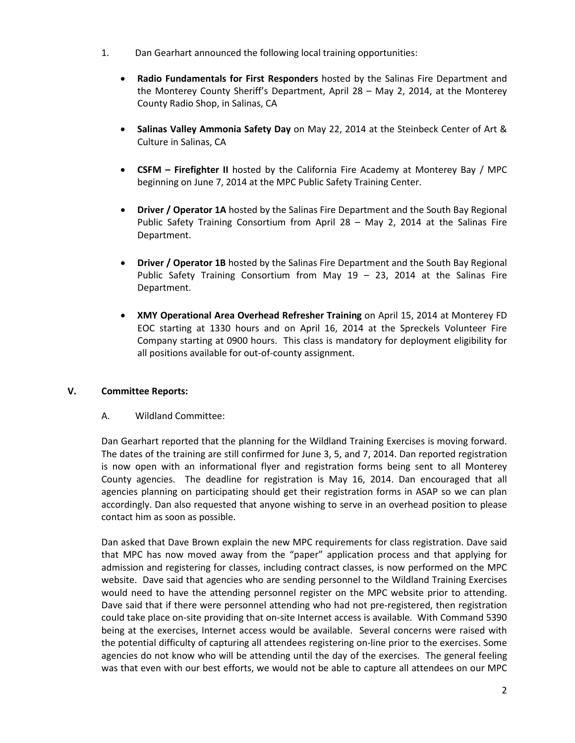1. Dan Gearhart announced the following local training opportunities:

   - **Radio Fundamentals for First Responders** hosted by the Salinas Fire Department and the Monterey County Sheriff's Department, April 28 – May 2, 2014, at the Monterey County Radio Shop, in Salinas, CA

   - **Salinas Valley Ammonia Safety Day** on May 22, 2014 at the Steinbeck Center of Art & Culture in Salinas, CA

   - **CSFM – Firefighter II** hosted by the California Fire Academy at Monterey Bay / MPC beginning on June 7, 2014 at the MPC Public Safety Training Center.

   - **Driver / Operator 1A** hosted by the Salinas Fire Department and the South Bay Regional Public Safety Training Consortium from April 28 – May 2, 2014 at the Salinas Fire Department.

   - **Driver / Operator 1B** hosted by the Salinas Fire Department and the South Bay Regional Public Safety Training Consortium from May 19 – 23, 2014 at the Salinas Fire Department.

   - **XMY Operational Area Overhead Refresher Training** on April 15, 2014 at Monterey FD EOC starting at 1330 hours and on April 16, 2014 at the Spreckels Volunteer Fire Company starting at 0900 hours. This class is mandatory for deployment eligibility for all positions available for out-of-county assignment.

## V. Committee Reports:

### A. Wildland Committee:

Dan Gearhart reported that the planning for the Wildland Training Exercises is moving forward. The dates of the training are still confirmed for June 3, 5, and 7, 2014. Dan reported registration is now open with an informational flyer and registration forms being sent to all Monterey County agencies. The deadline for registration is May 16, 2014. Dan encouraged that all agencies planning on participating should get their registration forms in ASAP so we can plan accordingly. Dan also requested that anyone wishing to serve in an overhead position to please contact him as soon as possible.

Dan asked that Dave Brown explain the new MPC requirements for class registration. Dave said that MPC has now moved away from the "paper" application process and that applying for admission and registering for classes, including contract classes, is now performed on the MPC website. Dave said that agencies who are sending personnel to the Wildland Training Exercises would need to have the attending personnel register on the MPC website prior to attending. Dave said that if there were personnel attending who had not pre-registered, then registration could take place on-site providing that on-site Internet access is available. With Command 5390 being at the exercises, Internet access would be available. Several concerns were raised with the potential difficulty of capturing all attendees registering on-line prior to the exercises. Some agencies do not know who will be attending until the day of the exercises. The general feeling was that even with our best efforts, we would not be able to capture all attendees on our MPC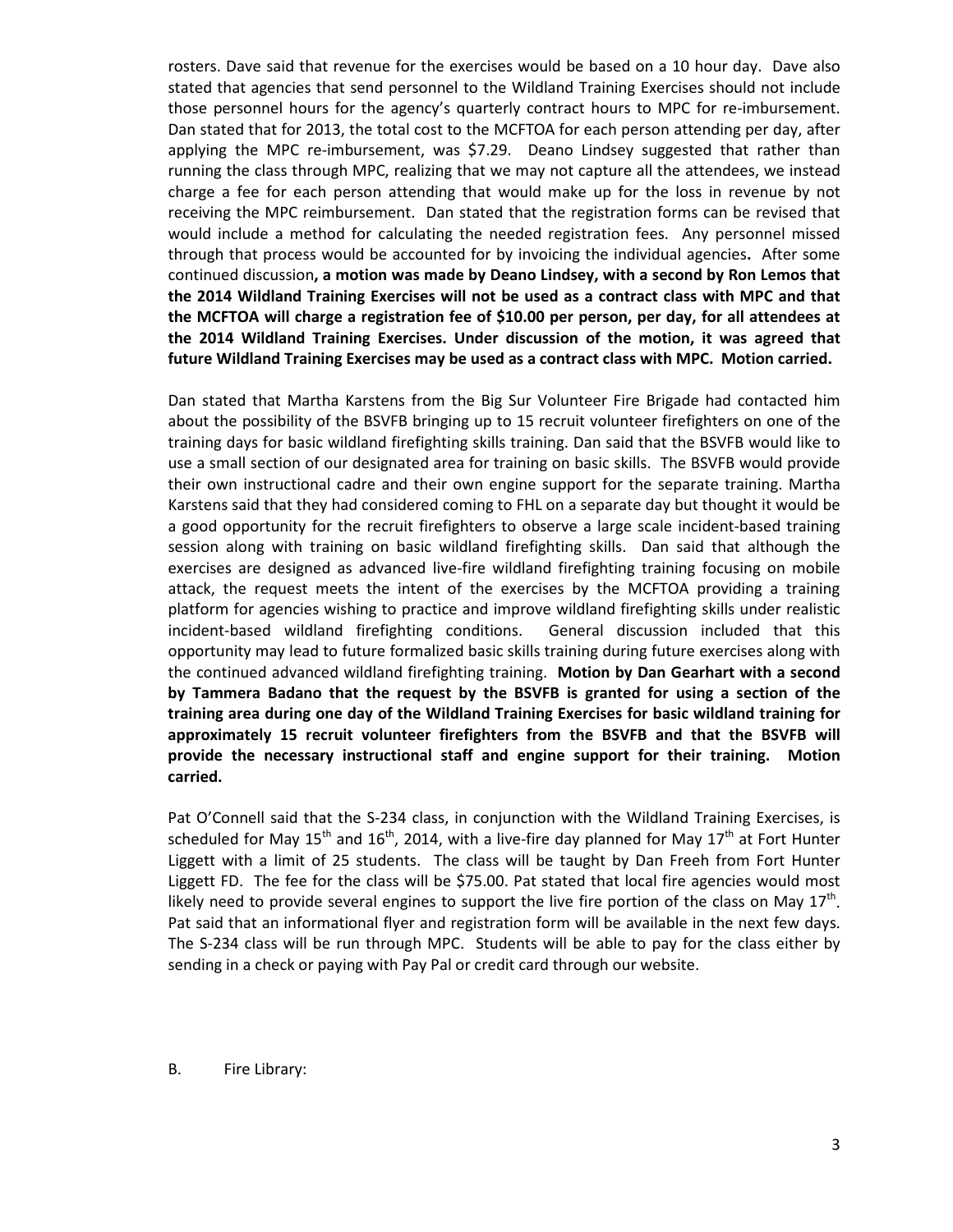rosters. Dave said that revenue for the exercises would be based on a 10 hour day. Dave also stated that agencies that send personnel to the Wildland Training Exercises should not include those personnel hours for the agency's quarterly contract hours to MPC for re-imbursement. Dan stated that for 2013, the total cost to the MCFTOA for each person attending per day, after applying the MPC re-imbursement, was $7.29. Deano Lindsey suggested that rather than running the class through MPC, realizing that we may not capture all the attendees, we instead charge a fee for each person attending that would make up for the loss in revenue by not receiving the MPC reimbursement. Dan stated that the registration forms can be revised that would include a method for calculating the needed registration fees. Any personnel missed through that process would be accounted for by invoicing the individual agencies**.** After some continued discussion**, a motion was made by Deano Lindsey, with a second by Ron Lemos that the 2014 Wildland Training Exercises will not be used as a contract class with MPC and that the MCFTOA will charge a registration fee of $10.00 per person, per day, for all attendees at the 2014 Wildland Training Exercises. Under discussion of the motion, it was agreed that future Wildland Training Exercises may be used as a contract class with MPC. Motion carried.**

Dan stated that Martha Karstens from the Big Sur Volunteer Fire Brigade had contacted him about the possibility of the BSVFB bringing up to 15 recruit volunteer firefighters on one of the training days for basic wildland firefighting skills training. Dan said that the BSVFB would like to use a small section of our designated area for training on basic skills. The BSVFB would provide their own instructional cadre and their own engine support for the separate training. Martha Karstens said that they had considered coming to FHL on a separate day but thought it would be a good opportunity for the recruit firefighters to observe a large scale incident-based training session along with training on basic wildland firefighting skills. Dan said that although the exercises are designed as advanced live-fire wildland firefighting training focusing on mobile attack, the request meets the intent of the exercises by the MCFTOA providing a training platform for agencies wishing to practice and improve wildland firefighting skills under realistic incident-based wildland firefighting conditions. General discussion included that this opportunity may lead to future formalized basic skills training during future exercises along with the continued advanced wildland firefighting training. **Motion by Dan Gearhart with a second by Tammera Badano that the request by the BSVFB is granted for using a section of the training area during one day of the Wildland Training Exercises for basic wildland training for approximately 15 recruit volunteer firefighters from the BSVFB and that the BSVFB will provide the necessary instructional staff and engine support for their training. Motion carried.**

Pat O'Connell said that the S-234 class, in conjunction with the Wildland Training Exercises, is scheduled for May 15th and 16th, 2014, with a live-fire day planned for May 17th at Fort Hunter Liggett with a limit of 25 students. The class will be taught by Dan Freeh from Fort Hunter Liggett FD. The fee for the class will be $75.00. Pat stated that local fire agencies would most likely need to provide several engines to support the live fire portion of the class on May 17th. Pat said that an informational flyer and registration form will be available in the next few days. The S-234 class will be run through MPC. Students will be able to pay for the class either by sending in a check or paying with Pay Pal or credit card through our website.

B. Fire Library: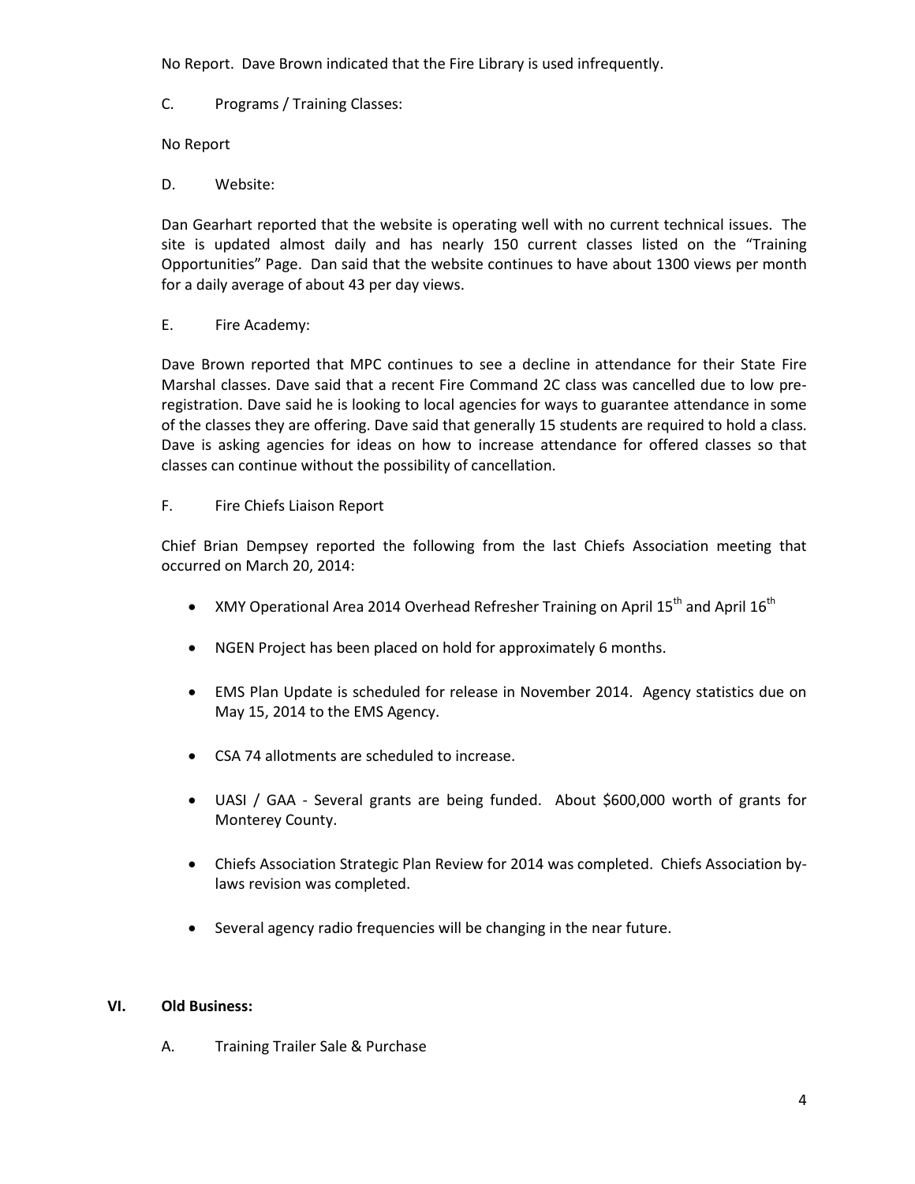No Report. Dave Brown indicated that the Fire Library is used infrequently.

C. Programs / Training Classes:

No Report

D. Website:

Dan Gearhart reported that the website is operating well with no current technical issues. The site is updated almost daily and has nearly 150 current classes listed on the "Training Opportunities" Page. Dan said that the website continues to have about 1300 views per month for a daily average of about 43 per day views.

E. Fire Academy:

Dave Brown reported that MPC continues to see a decline in attendance for their State Fire Marshal classes. Dave said that a recent Fire Command 2C class was cancelled due to low pre-registration. Dave said he is looking to local agencies for ways to guarantee attendance in some of the classes they are offering. Dave said that generally 15 students are required to hold a class. Dave is asking agencies for ideas on how to increase attendance for offered classes so that classes can continue without the possibility of cancellation.

F. Fire Chiefs Liaison Report

Chief Brian Dempsey reported the following from the last Chiefs Association meeting that occurred on March 20, 2014:

- XMY Operational Area 2014 Overhead Refresher Training on April 15th and April 16th
- NGEN Project has been placed on hold for approximately 6 months.
- EMS Plan Update is scheduled for release in November 2014. Agency statistics due on May 15, 2014 to the EMS Agency.
- CSA 74 allotments are scheduled to increase.
- UASI / GAA - Several grants are being funded. About $600,000 worth of grants for Monterey County.
- Chiefs Association Strategic Plan Review for 2014 was completed. Chiefs Association by-laws revision was completed.
- Several agency radio frequencies will be changing in the near future.

## VI. Old Business:

A. Training Trailer Sale & Purchase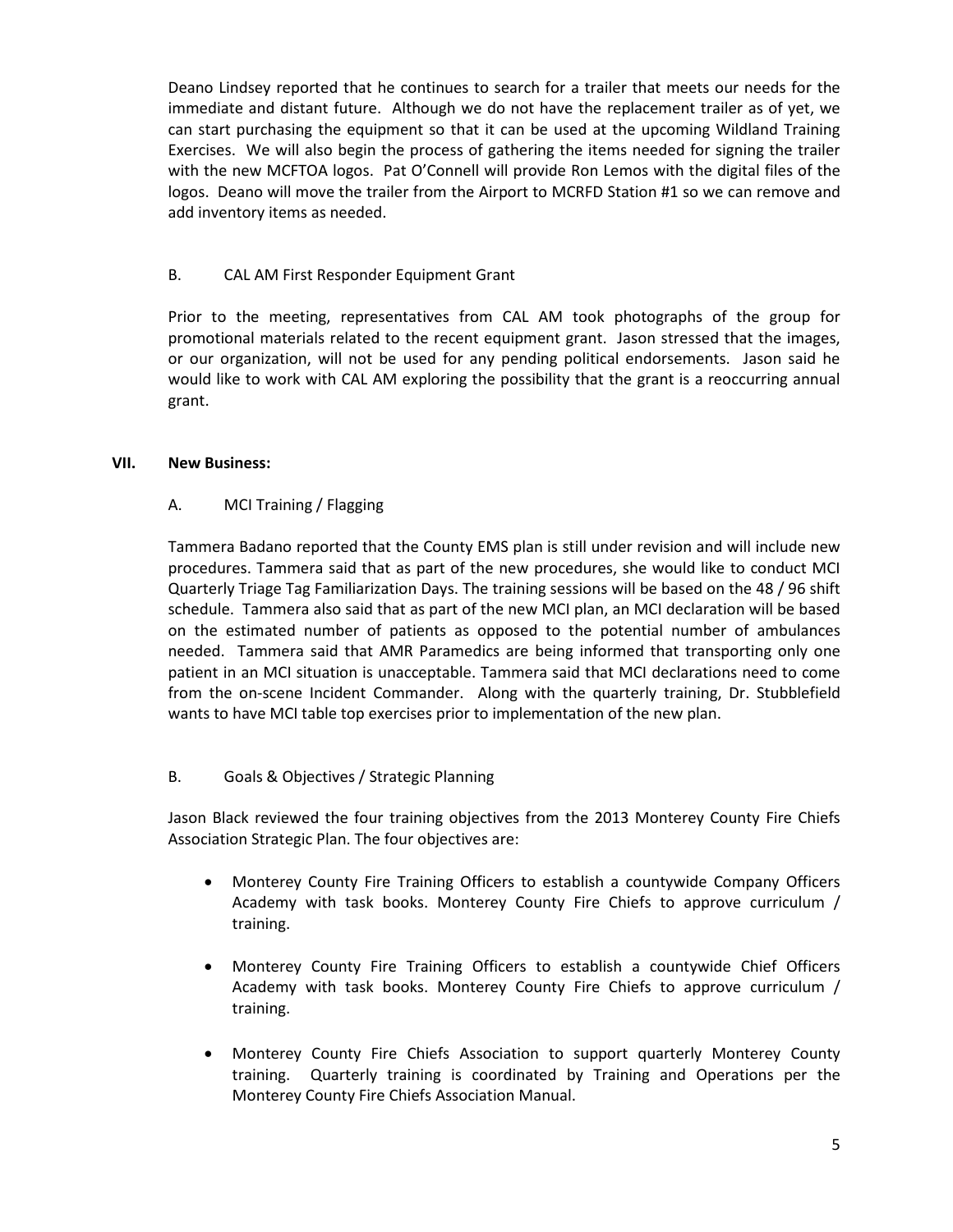Deano Lindsey reported that he continues to search for a trailer that meets our needs for the immediate and distant future. Although we do not have the replacement trailer as of yet, we can start purchasing the equipment so that it can be used at the upcoming Wildland Training Exercises. We will also begin the process of gathering the items needed for signing the trailer with the new MCFTOA logos. Pat O'Connell will provide Ron Lemos with the digital files of the logos. Deano will move the trailer from the Airport to MCRFD Station #1 so we can remove and add inventory items as needed.

B. CAL AM First Responder Equipment Grant

Prior to the meeting, representatives from CAL AM took photographs of the group for promotional materials related to the recent equipment grant. Jason stressed that the images, or our organization, will not be used for any pending political endorsements. Jason said he would like to work with CAL AM exploring the possibility that the grant is a reoccurring annual grant.

**VII. New Business:**

A. MCI Training / Flagging

Tammera Badano reported that the County EMS plan is still under revision and will include new procedures. Tammera said that as part of the new procedures, she would like to conduct MCI Quarterly Triage Tag Familiarization Days. The training sessions will be based on the 48 / 96 shift schedule. Tammera also said that as part of the new MCI plan, an MCI declaration will be based on the estimated number of patients as opposed to the potential number of ambulances needed. Tammera said that AMR Paramedics are being informed that transporting only one patient in an MCI situation is unacceptable. Tammera said that MCI declarations need to come from the on-scene Incident Commander. Along with the quarterly training, Dr. Stubblefield wants to have MCI table top exercises prior to implementation of the new plan.

B. Goals & Objectives / Strategic Planning

Jason Black reviewed the four training objectives from the 2013 Monterey County Fire Chiefs Association Strategic Plan. The four objectives are:

- Monterey County Fire Training Officers to establish a countywide Company Officers Academy with task books. Monterey County Fire Chiefs to approve curriculum / training.
- Monterey County Fire Training Officers to establish a countywide Chief Officers Academy with task books. Monterey County Fire Chiefs to approve curriculum / training.
- Monterey County Fire Chiefs Association to support quarterly Monterey County training. Quarterly training is coordinated by Training and Operations per the Monterey County Fire Chiefs Association Manual.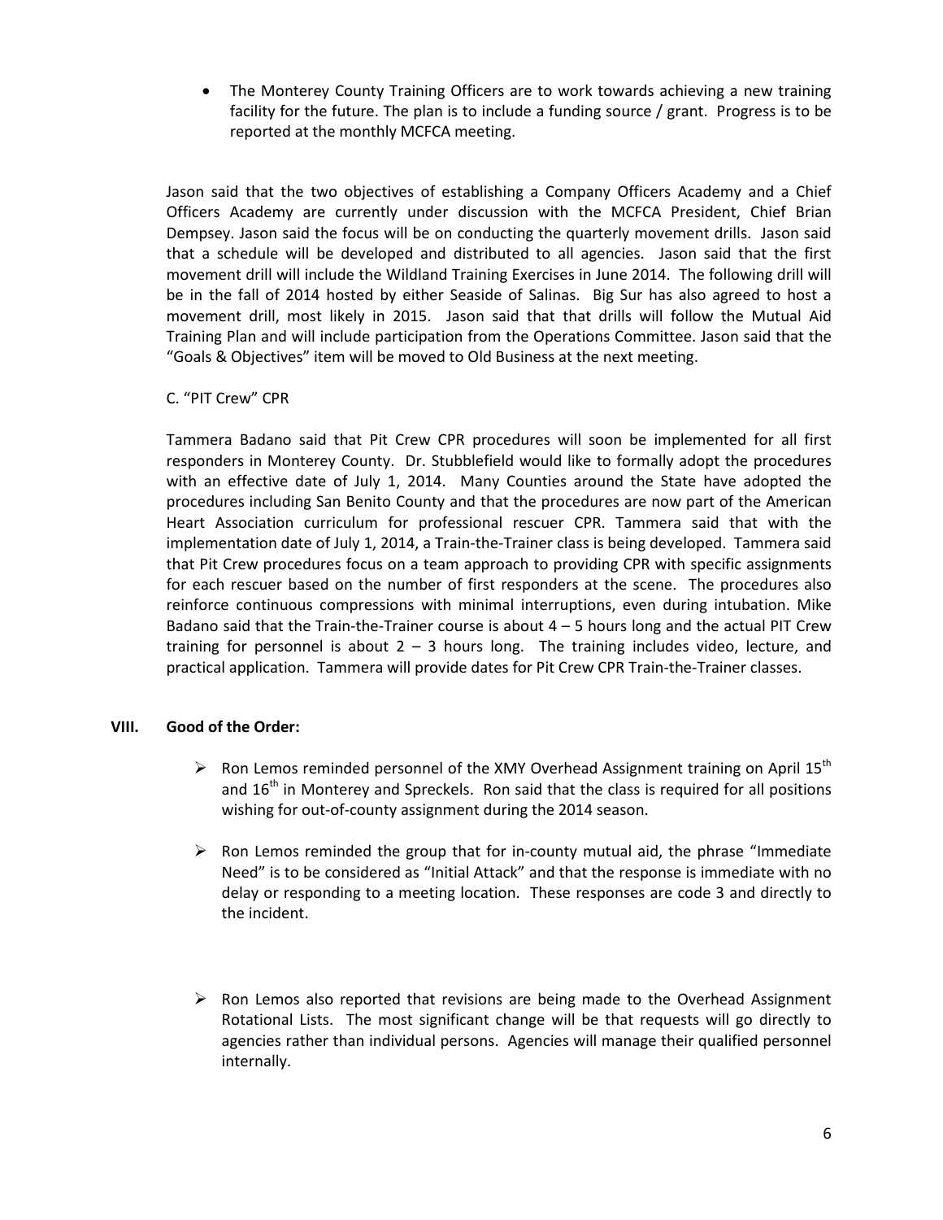- The Monterey County Training Officers are to work towards achieving a new training facility for the future. The plan is to include a funding source / grant. Progress is to be reported at the monthly MCFCA meeting.

Jason said that the two objectives of establishing a Company Officers Academy and a Chief Officers Academy are currently under discussion with the MCFCA President, Chief Brian Dempsey. Jason said the focus will be on conducting the quarterly movement drills. Jason said that a schedule will be developed and distributed to all agencies. Jason said that the first movement drill will include the Wildland Training Exercises in June 2014. The following drill will be in the fall of 2014 hosted by either Seaside of Salinas. Big Sur has also agreed to host a movement drill, most likely in 2015. Jason said that that drills will follow the Mutual Aid Training Plan and will include participation from the Operations Committee. Jason said that the "Goals & Objectives" item will be moved to Old Business at the next meeting.

C. "PIT Crew" CPR

Tammera Badano said that Pit Crew CPR procedures will soon be implemented for all first responders in Monterey County. Dr. Stubblefield would like to formally adopt the procedures with an effective date of July 1, 2014. Many Counties around the State have adopted the procedures including San Benito County and that the procedures are now part of the American Heart Association curriculum for professional rescuer CPR. Tammera said that with the implementation date of July 1, 2014, a Train-the-Trainer class is being developed. Tammera said that Pit Crew procedures focus on a team approach to providing CPR with specific assignments for each rescuer based on the number of first responders at the scene. The procedures also reinforce continuous compressions with minimal interruptions, even during intubation. Mike Badano said that the Train-the-Trainer course is about 4 – 5 hours long and the actual PIT Crew training for personnel is about 2 – 3 hours long. The training includes video, lecture, and practical application. Tammera will provide dates for Pit Crew CPR Train-the-Trainer classes.

**VIII. Good of the Order:**

- Ron Lemos reminded personnel of the XMY Overhead Assignment training on April 15th and 16th in Monterey and Spreckels. Ron said that the class is required for all positions wishing for out-of-county assignment during the 2014 season.

- Ron Lemos reminded the group that for in-county mutual aid, the phrase "Immediate Need" is to be considered as "Initial Attack" and that the response is immediate with no delay or responding to a meeting location. These responses are code 3 and directly to the incident.

- Ron Lemos also reported that revisions are being made to the Overhead Assignment Rotational Lists. The most significant change will be that requests will go directly to agencies rather than individual persons. Agencies will manage their qualified personnel internally.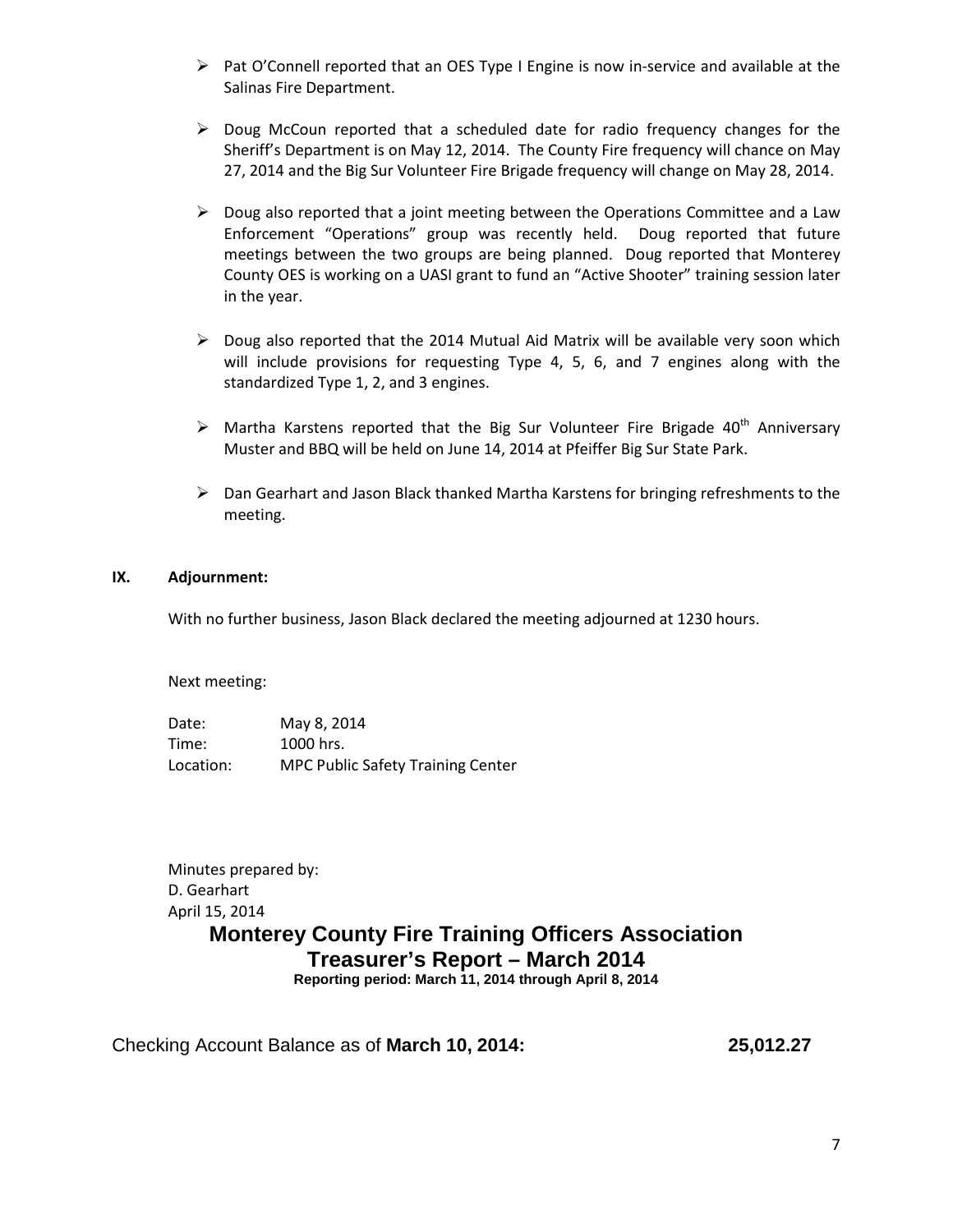- Pat O'Connell reported that an OES Type I Engine is now in-service and available at the Salinas Fire Department.

- Doug McCoun reported that a scheduled date for radio frequency changes for the Sheriff's Department is on May 12, 2014. The County Fire frequency will chance on May 27, 2014 and the Big Sur Volunteer Fire Brigade frequency will change on May 28, 2014.

- Doug also reported that a joint meeting between the Operations Committee and a Law Enforcement "Operations" group was recently held. Doug reported that future meetings between the two groups are being planned. Doug reported that Monterey County OES is working on a UASI grant to fund an "Active Shooter" training session later in the year.

- Doug also reported that the 2014 Mutual Aid Matrix will be available very soon which will include provisions for requesting Type 4, 5, 6, and 7 engines along with the standardized Type 1, 2, and 3 engines.

- Martha Karstens reported that the Big Sur Volunteer Fire Brigade 40th Anniversary Muster and BBQ will be held on June 14, 2014 at Pfeiffer Big Sur State Park.

- Dan Gearhart and Jason Black thanked Martha Karstens for bringing refreshments to the meeting.

**IX. Adjournment:**

With no further business, Jason Black declared the meeting adjourned at 1230 hours.

Next meeting:

| | |
|---|---|
| Date: | May 8, 2014 |
| Time: | 1000 hrs. |
| Location: | MPC Public Safety Training Center |

Minutes prepared by:
D. Gearhart
April 15, 2014

# Monterey County Fire Training Officers Association

## Treasurer's Report – March 2014

**Reporting period: March 11, 2014 through April 8, 2014**

Checking Account Balance as of **March 10, 2014:** **25,012.27**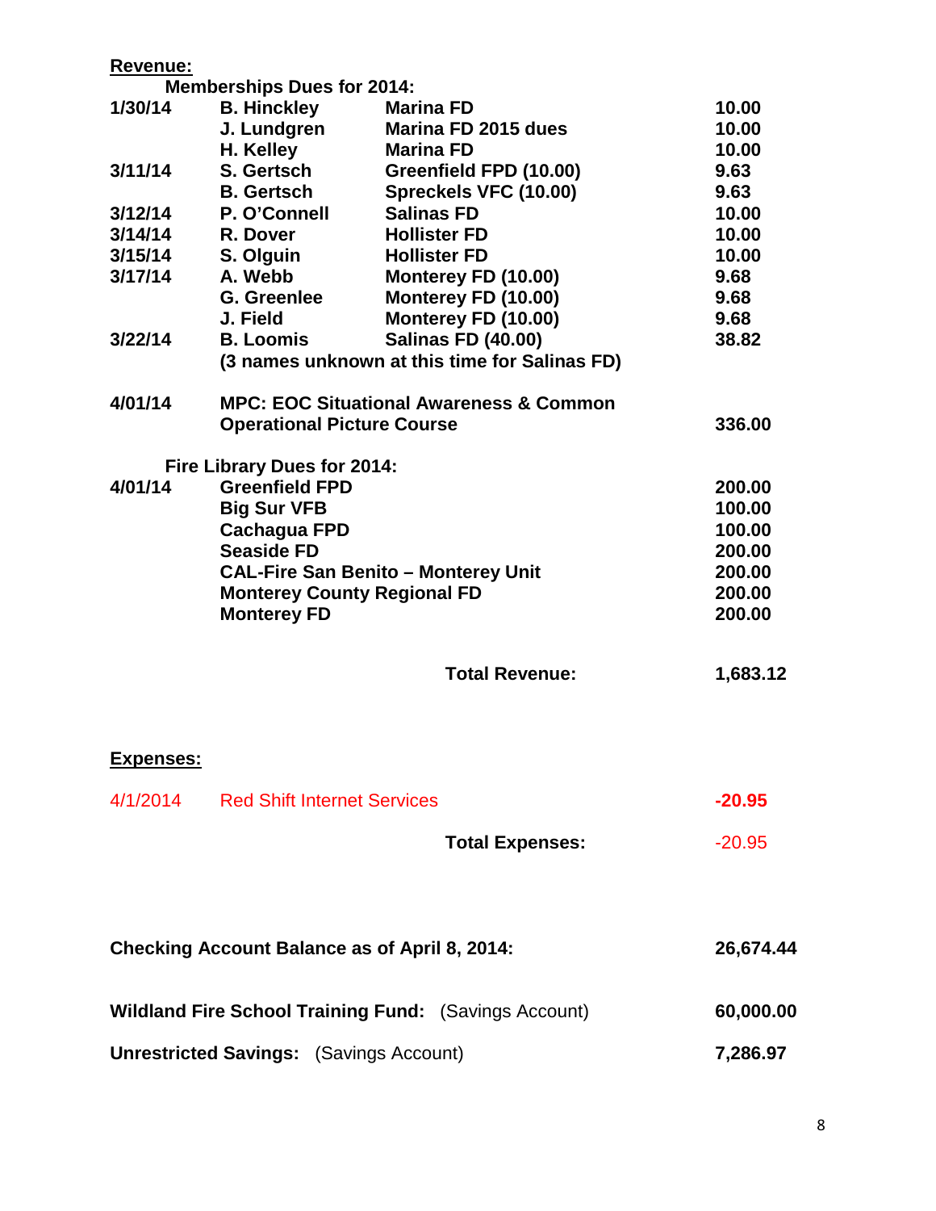**Revenue:**

**Memberships Dues for 2014:**

| | | | |
|---|---|---|---|
| **1/30/14** | **B. Hinckley** | **Marina FD** | **10.00** |
| | **J. Lundgren** | **Marina FD 2015 dues** | **10.00** |
| | **H. Kelley** | **Marina FD** | **10.00** |
| **3/11/14** | **S. Gertsch** | **Greenfield FPD (10.00)** | **9.63** |
| | **B. Gertsch** | **Spreckels VFC (10.00)** | **9.63** |
| **3/12/14** | **P. O'Connell** | **Salinas FD** | **10.00** |
| **3/14/14** | **R. Dover** | **Hollister FD** | **10.00** |
| **3/15/14** | **S. Olguin** | **Hollister FD** | **10.00** |
| **3/17/14** | **A. Webb** | **Monterey FD (10.00)** | **9.68** |
| | **G. Greenlee** | **Monterey FD (10.00)** | **9.68** |
| | **J. Field** | **Monterey FD (10.00)** | **9.68** |
| **3/22/14** | **B. Loomis** | **Salinas FD (40.00)** | **38.82** |
| | **(3 names unknown at this time for Salinas FD)** | | |

| | | |
|---|---|---|
| **4/01/14** | **MPC: EOC Situational Awareness & Common Operational Picture Course** | **336.00** |

**Fire Library Dues for 2014:**

| | | |
|---|---|---|
| **4/01/14** | **Greenfield FPD** | **200.00** |
| | **Big Sur VFB** | **100.00** |
| | **Cachagua FPD** | **100.00** |
| | **Seaside FD** | **200.00** |
| | **CAL-Fire San Benito – Monterey Unit** | **200.00** |
| | **Monterey County Regional FD** | **200.00** |
| | **Monterey FD** | **200.00** |

**Total Revenue: 1,683.12**

**Expenses:**

| | | |
|---|---|---|
| 4/1/2014 | Red Shift Internet Services | **-20.95** |

**Total Expenses:** -20.95

**Checking Account Balance as of April 8, 2014: 26,674.44**

**Wildland Fire School Training Fund:** (Savings Account) **60,000.00**

**Unrestricted Savings:** (Savings Account) **7,286.97**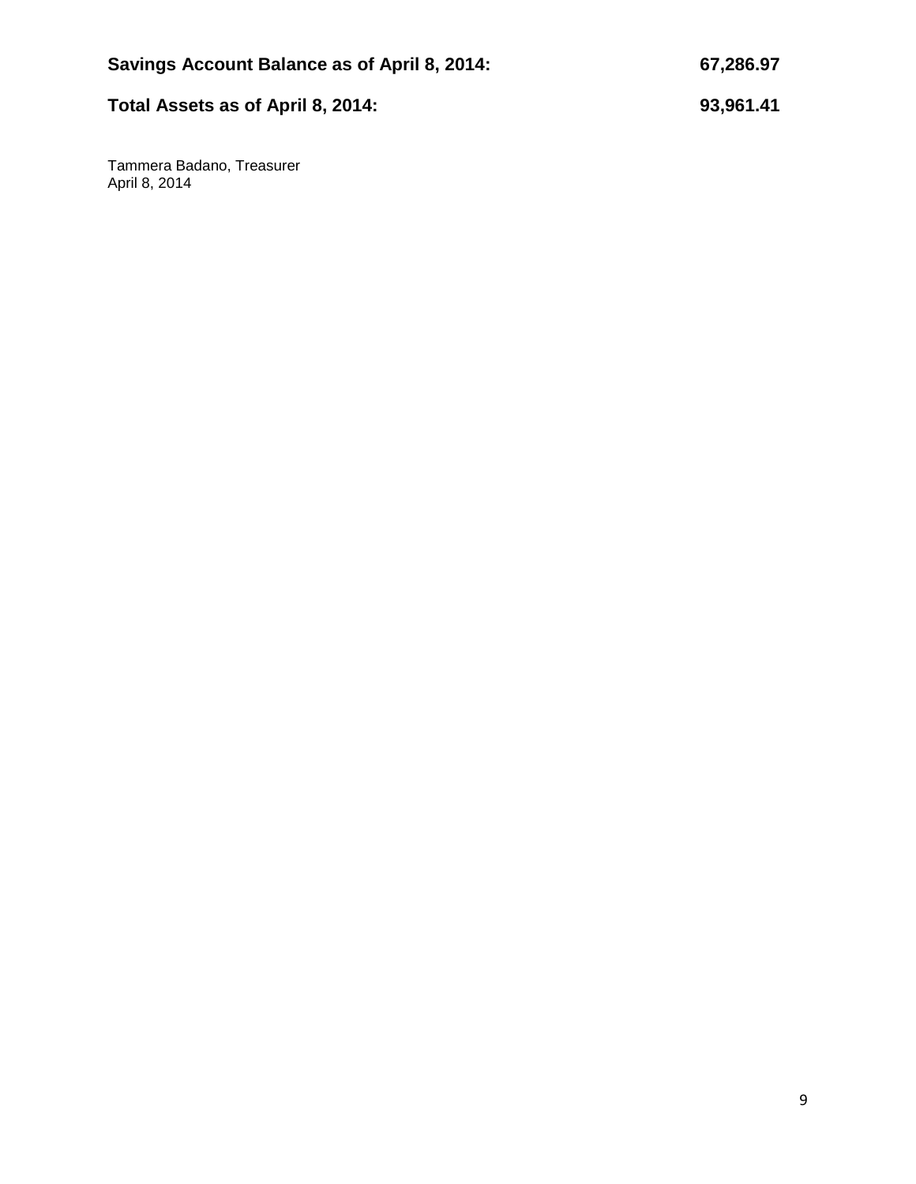**Savings Account Balance as of April 8, 2014: 67,286.97**

**Total Assets as of April 8, 2014: 93,961.41**

Tammera Badano, Treasurer
April 8, 2014